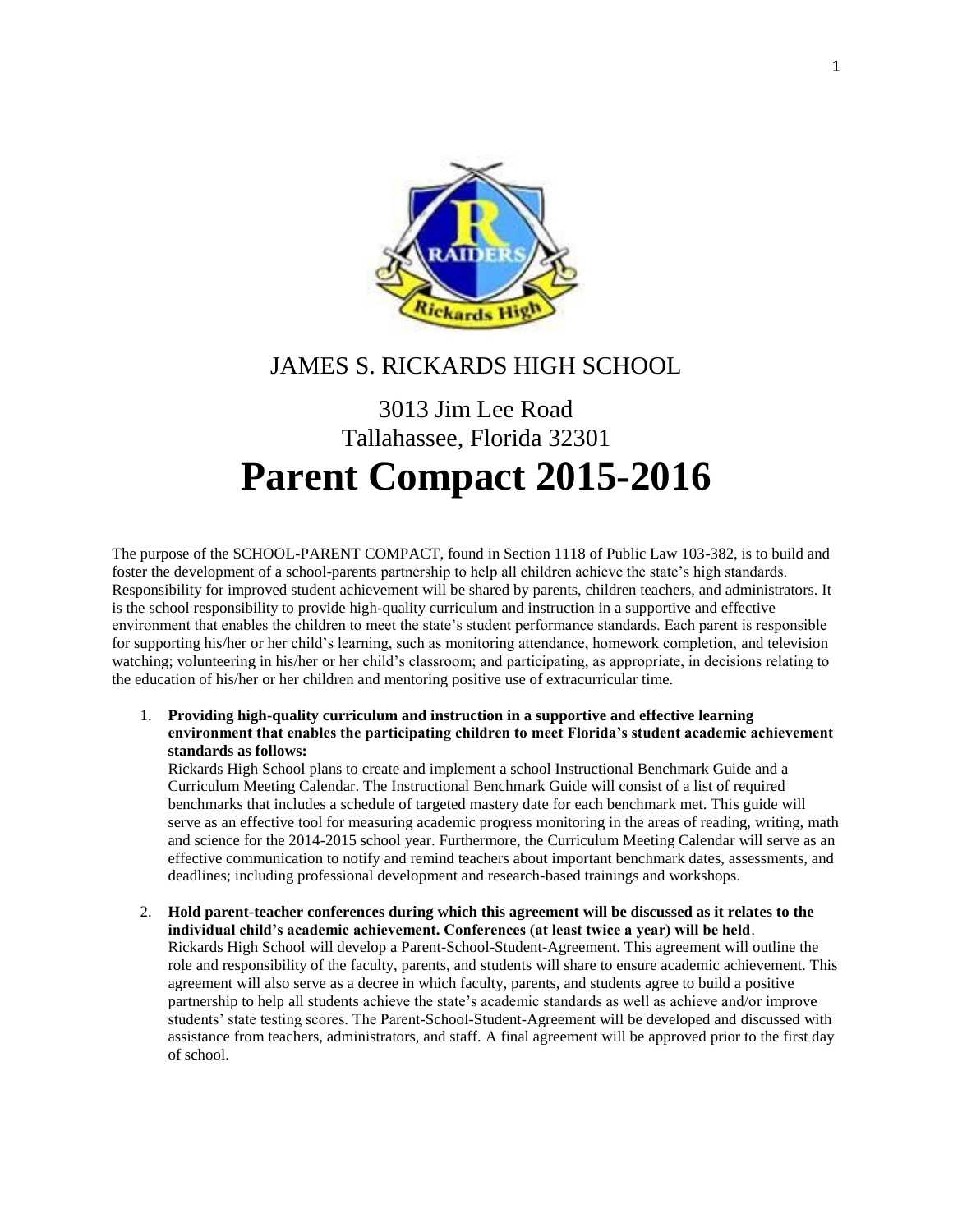JAMES S. RICKARDS HIGH SCHOOL

3013 Jim Lee Road
Tallahassee, Florida 32301

# Parent Compact 2015-2016

The purpose of the SCHOOL-PARENT COMPACT, found in Section 1118 of Public Law 103-382, is to build and foster the development of a school-parents partnership to help all children achieve the state's high standards. Responsibility for improved student achievement will be shared by parents, children teachers, and administrators. It is the school responsibility to provide high-quality curriculum and instruction in a supportive and effective environment that enables the children to meet the state's student performance standards. Each parent is responsible for supporting his/her or her child's learning, such as monitoring attendance, homework completion, and television watching; volunteering in his/her or her child's classroom; and participating, as appropriate, in decisions relating to the education of his/her or her children and mentoring positive use of extracurricular time.

1. **Providing high-quality curriculum and instruction in a supportive and effective learning environment that enables the participating children to meet Florida's student academic achievement standards as follows:**
   Rickards High School plans to create and implement a school Instructional Benchmark Guide and a Curriculum Meeting Calendar. The Instructional Benchmark Guide will consist of a list of required benchmarks that includes a schedule of targeted mastery date for each benchmark met. This guide will serve as an effective tool for measuring academic progress monitoring in the areas of reading, writing, math and science for the 2014-2015 school year. Furthermore, the Curriculum Meeting Calendar will serve as an effective communication to notify and remind teachers about important benchmark dates, assessments, and deadlines; including professional development and research-based trainings and workshops.

2. **Hold parent-teacher conferences during which this agreement will be discussed as it relates to the individual child's academic achievement. Conferences (at least twice a year) will be held**.
   Rickards High School will develop a Parent-School-Student-Agreement. This agreement will outline the role and responsibility of the faculty, parents, and students will share to ensure academic achievement. This agreement will also serve as a decree in which faculty, parents, and students agree to build a positive partnership to help all students achieve the state's academic standards as well as achieve and/or improve students' state testing scores. The Parent-School-Student-Agreement will be developed and discussed with assistance from teachers, administrators, and staff. A final agreement will be approved prior to the first day of school.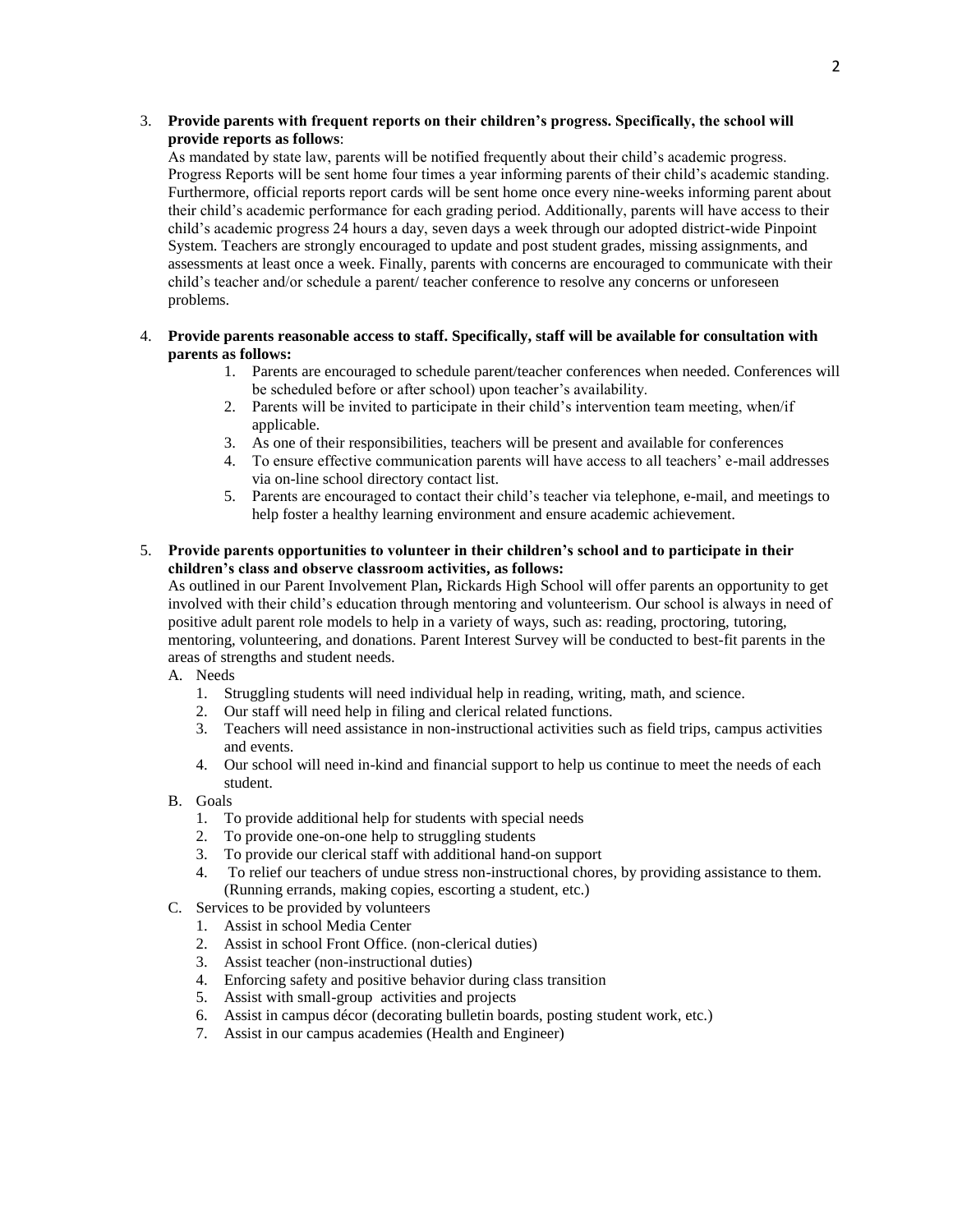3. **Provide parents with frequent reports on their children's progress. Specifically, the school will provide reports as follows**:

   As mandated by state law, parents will be notified frequently about their child's academic progress. Progress Reports will be sent home four times a year informing parents of their child's academic standing. Furthermore, official reports report cards will be sent home once every nine-weeks informing parent about their child's academic performance for each grading period. Additionally, parents will have access to their child's academic progress 24 hours a day, seven days a week through our adopted district-wide Pinpoint System. Teachers are strongly encouraged to update and post student grades, missing assignments, and assessments at least once a week. Finally, parents with concerns are encouraged to communicate with their child's teacher and/or schedule a parent/ teacher conference to resolve any concerns or unforeseen problems.

4. **Provide parents reasonable access to staff. Specifically, staff will be available for consultation with parents as follows:**

   1. Parents are encouraged to schedule parent/teacher conferences when needed. Conferences will be scheduled before or after school) upon teacher's availability.
   2. Parents will be invited to participate in their child's intervention team meeting, when/if applicable.
   3. As one of their responsibilities, teachers will be present and available for conferences
   4. To ensure effective communication parents will have access to all teachers' e-mail addresses via on-line school directory contact list.
   5. Parents are encouraged to contact their child's teacher via telephone, e-mail, and meetings to help foster a healthy learning environment and ensure academic achievement.

5. **Provide parents opportunities to volunteer in their children's school and to participate in their children's class and observe classroom activities, as follows:**

   As outlined in our Parent Involvement Plan**,** Rickards High School will offer parents an opportunity to get involved with their child's education through mentoring and volunteerism. Our school is always in need of positive adult parent role models to help in a variety of ways, such as: reading, proctoring, tutoring, mentoring, volunteering, and donations. Parent Interest Survey will be conducted to best-fit parents in the areas of strengths and student needs.

   A. Needs
      1. Struggling students will need individual help in reading, writing, math, and science.
      2. Our staff will need help in filing and clerical related functions.
      3. Teachers will need assistance in non-instructional activities such as field trips, campus activities and events.
      4. Our school will need in-kind and financial support to help us continue to meet the needs of each student.

   B. Goals
      1. To provide additional help for students with special needs
      2. To provide one-on-one help to struggling students
      3. To provide our clerical staff with additional hand-on support
      4. To relief our teachers of undue stress non-instructional chores, by providing assistance to them. (Running errands, making copies, escorting a student, etc.)

   C. Services to be provided by volunteers
      1. Assist in school Media Center
      2. Assist in school Front Office. (non-clerical duties)
      3. Assist teacher (non-instructional duties)
      4. Enforcing safety and positive behavior during class transition
      5. Assist with small-group activities and projects
      6. Assist in campus décor (decorating bulletin boards, posting student work, etc.)
      7. Assist in our campus academies (Health and Engineer)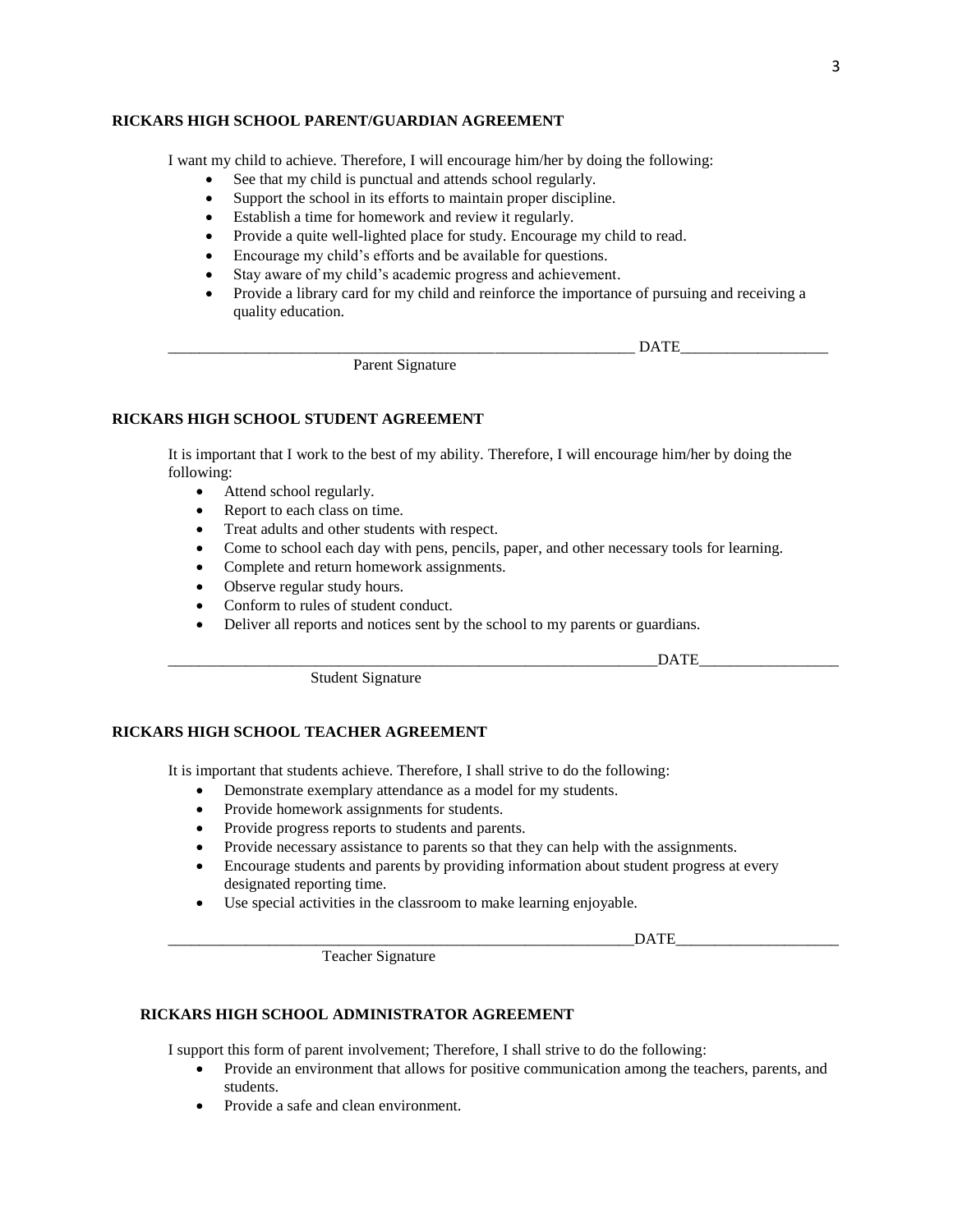## RICKARS HIGH SCHOOL PARENT/GUARDIAN AGREEMENT

I want my child to achieve. Therefore, I will encourage him/her by doing the following:

- See that my child is punctual and attends school regularly.
- Support the school in its efforts to maintain proper discipline.
- Establish a time for homework and review it regularly.
- Provide a quite well-lighted place for study. Encourage my child to read.
- Encourage my child's efforts and be available for questions.
- Stay aware of my child's academic progress and achievement.
- Provide a library card for my child and reinforce the importance of pursuing and receiving a quality education.

_____________________________________________________________ DATE___________________

Parent Signature

## RICKARS HIGH SCHOOL STUDENT AGREEMENT

It is important that I work to the best of my ability. Therefore, I will encourage him/her by doing the following:

- Attend school regularly.
- Report to each class on time.
- Treat adults and other students with respect.
- Come to school each day with pens, pencils, paper, and other necessary tools for learning.
- Complete and return homework assignments.
- Observe regular study hours.
- Conform to rules of student conduct.
- Deliver all reports and notices sent by the school to my parents or guardians.

_________________________________________________________________DATE__________________

Student Signature

## RICKARS HIGH SCHOOL TEACHER AGREEMENT

It is important that students achieve. Therefore, I shall strive to do the following:

- Demonstrate exemplary attendance as a model for my students.
- Provide homework assignments for students.
- Provide progress reports to students and parents.
- Provide necessary assistance to parents so that they can help with the assignments.
- Encourage students and parents by providing information about student progress at every designated reporting time.
- Use special activities in the classroom to make learning enjoyable.

______________________________________________________________DATE_____________________

Teacher Signature

## RICKARS HIGH SCHOOL ADMINISTRATOR AGREEMENT

I support this form of parent involvement; Therefore, I shall strive to do the following:

- Provide an environment that allows for positive communication among the teachers, parents, and students.
- Provide a safe and clean environment.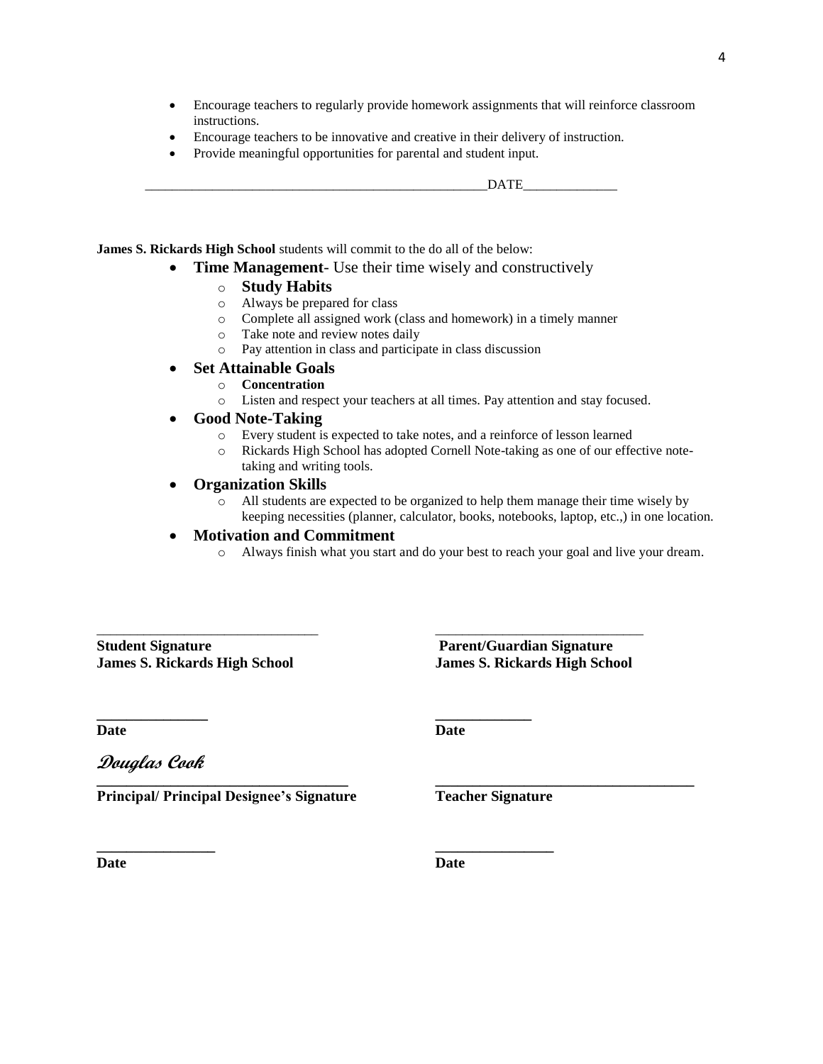- Encourage teachers to regularly provide homework assignments that will reinforce classroom instructions.
- Encourage teachers to be innovative and creative in their delivery of instruction.
- Provide meaningful opportunities for parental and student input.

_____________________________________________________DATE______________

**James S. Rickards High School** students will commit to the do all of the below:

- **Time Management**- Use their time wisely and constructively
  - **Study Habits**
  - Always be prepared for class
  - Complete all assigned work (class and homework) in a timely manner
  - Take note and review notes daily
  - Pay attention in class and participate in class discussion
- **Set Attainable Goals**
  - **Concentration**
  - Listen and respect your teachers at all times. Pay attention and stay focused.
- **Good Note-Taking**
  - Every student is expected to take notes, and a reinforce of lesson learned
  - Rickards High School has adopted Cornell Note-taking as one of our effective note-taking and writing tools.
- **Organization Skills**
  - All students are expected to be organized to help them manage their time wisely by keeping necessities (planner, calculator, books, notebooks, laptop, etc.,) in one location.
- **Motivation and Commitment**
  - Always finish what you start and do your best to reach your goal and live your dream.

_______________________________

**Student Signature**
**James S. Rickards High School**

_______________
**Date**

_______________________________

**Parent/Guardian Signature**
**James S. Rickards High School**

_______________
**Date**

*Douglas Cook*
__________________________________
**Principal/ Principal Designee's Signature**

________________
**Date**

__________________________________
**Teacher Signature**

________________
**Date**